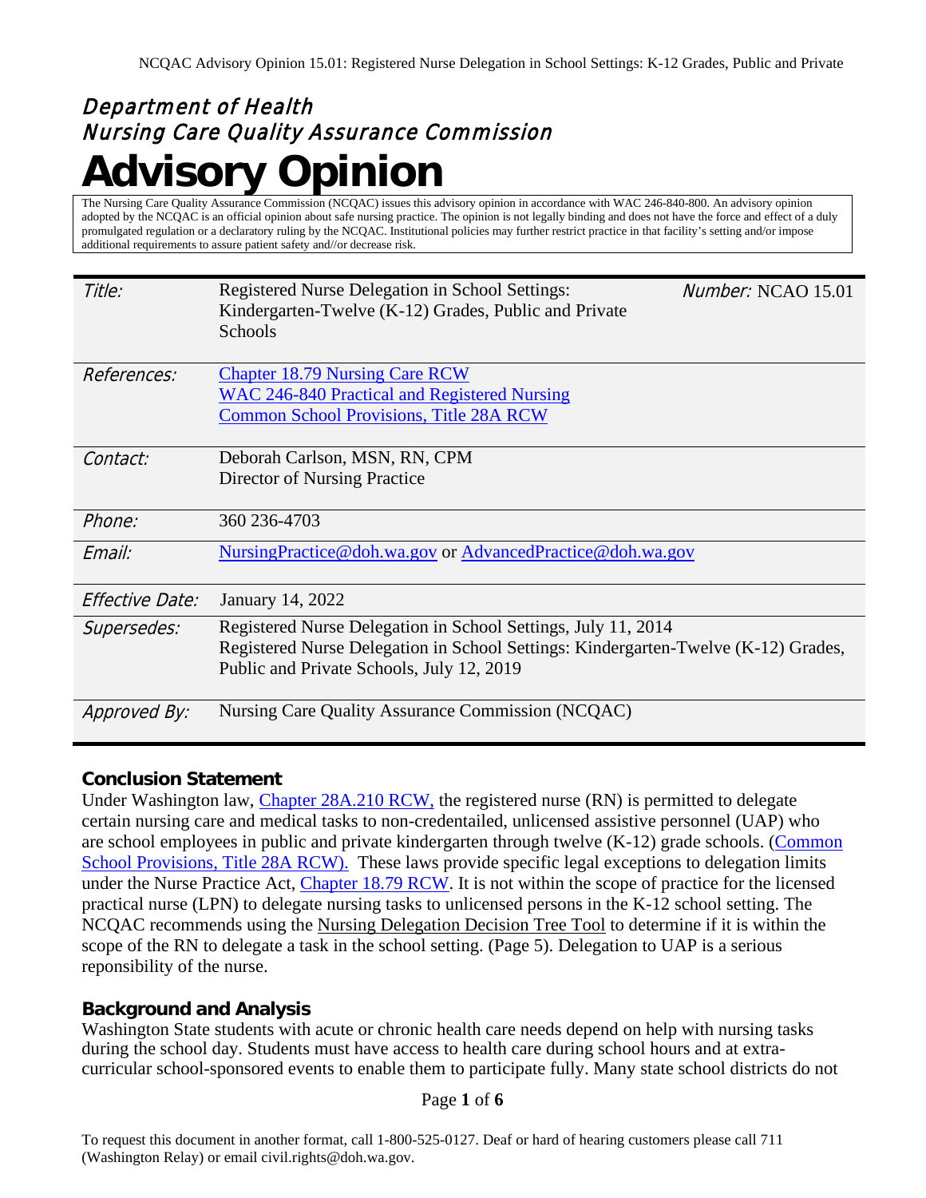# Department of Health
# Nursing Care Quality Assurance Commission
# Advisory Opinion

The Nursing Care Quality Assurance Commission (NCQAC) issues this advisory opinion in accordance with WAC 246-840-800. An advisory opinion adopted by the NCQAC is an official opinion about safe nursing practice. The opinion is not legally binding and does not have the force and effect of a duly promulgated regulation or a declaratory ruling by the NCQAC. Institutional policies may further restrict practice in that facility's setting and/or impose additional requirements to assure patient safety and//or decrease risk.

| | | |
|---|---|---|
| *Title:* | Registered Nurse Delegation in School Settings: Kindergarten-Twelve (K-12) Grades, Public and Private Schools | *Number:* NCAO 15.01 |
| *References:* | Chapter 18.79 Nursing Care RCW<br>WAC 246-840 Practical and Registered Nursing<br>Common School Provisions, Title 28A RCW | |
| *Contact:* | Deborah Carlson, MSN, RN, CPM<br>Director of Nursing Practice | |
| *Phone:* | 360 236-4703 | |
| *Email:* | NursingPractice@doh.wa.gov or AdvancedPractice@doh.wa.gov | |
| *Effective Date:* | January 14, 2022 | |
| *Supersedes:* | Registered Nurse Delegation in School Settings, July 11, 2014<br>Registered Nurse Delegation in School Settings: Kindergarten-Twelve (K-12) Grades, Public and Private Schools, July 12, 2019 | |
| *Approved By:* | Nursing Care Quality Assurance Commission (NCQAC) | |

## Conclusion Statement

Under Washington law, Chapter 28A.210 RCW, the registered nurse (RN) is permitted to delegate certain nursing care and medical tasks to non-credentailed, unlicensed assistive personnel (UAP) who are school employees in public and private kindergarten through twelve (K-12) grade schools. (Common School Provisions, Title 28A RCW). These laws provide specific legal exceptions to delegation limits under the Nurse Practice Act, Chapter 18.79 RCW. It is not within the scope of practice for the licensed practical nurse (LPN) to delegate nursing tasks to unlicensed persons in the K-12 school setting. The NCQAC recommends using the Nursing Delegation Decision Tree Tool to determine if it is within the scope of the RN to delegate a task in the school setting. (Page 5). Delegation to UAP is a serious reponisibility of the nurse.

## Background and Analysis

Washington State students with acute or chronic health care needs depend on help with nursing tasks during the school day. Students must have access to health care during school hours and at extra-curricular school-sponsored events to enable them to participate fully. Many state school districts do not

To request this document in another format, call 1-800-525-0127. Deaf or hard of hearing customers please call 711 (Washington Relay) or email civil.rights@doh.wa.gov.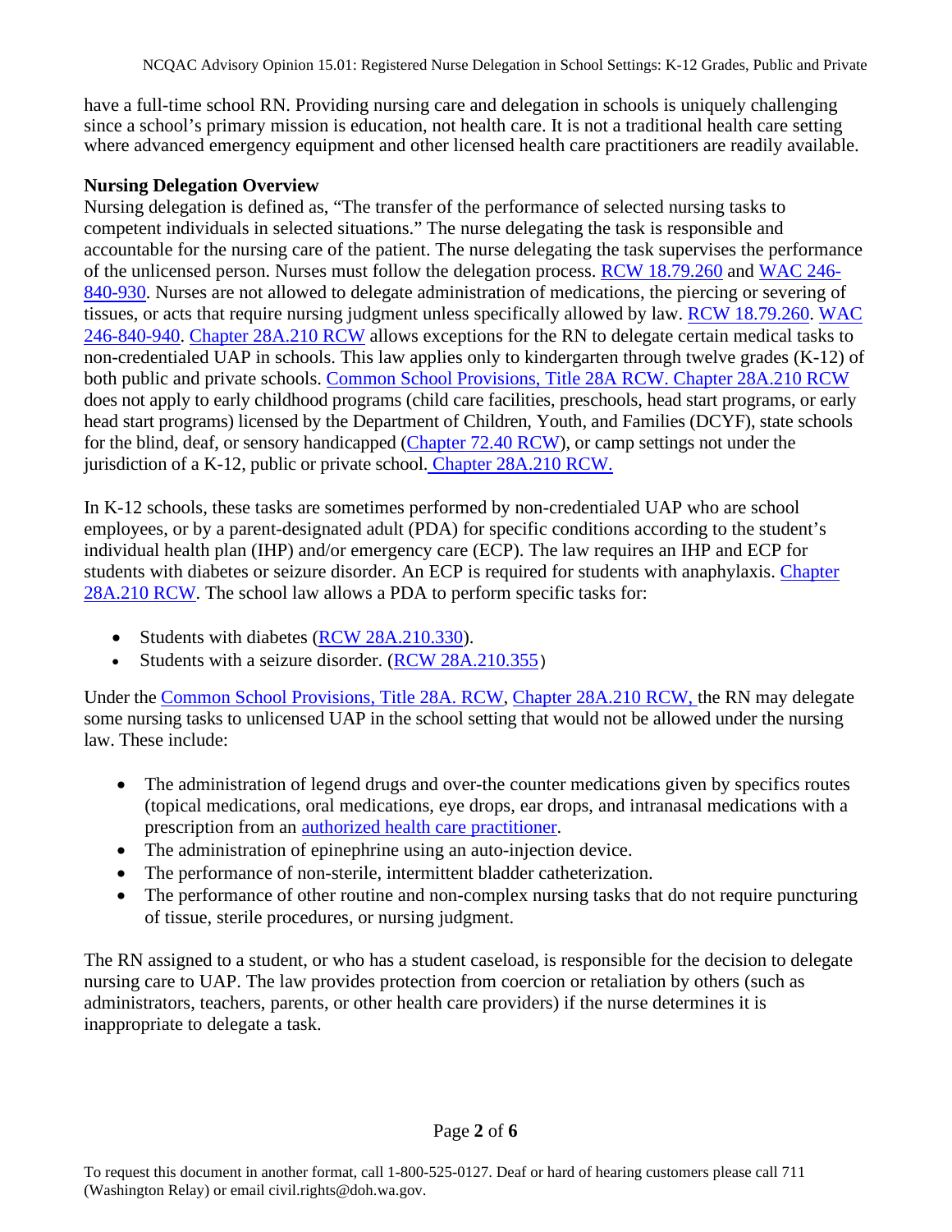have a full-time school RN. Providing nursing care and delegation in schools is uniquely challenging since a school's primary mission is education, not health care. It is not a traditional health care setting where advanced emergency equipment and other licensed health care practitioners are readily available.

**Nursing Delegation Overview**

Nursing delegation is defined as, "The transfer of the performance of selected nursing tasks to competent individuals in selected situations." The nurse delegating the task is responsible and accountable for the nursing care of the patient. The nurse delegating the task supervises the performance of the unlicensed person. Nurses must follow the delegation process. RCW 18.79.260 and WAC 246-840-930. Nurses are not allowed to delegate administration of medications, the piercing or severing of tissues, or acts that require nursing judgment unless specifically allowed by law. RCW 18.79.260. WAC 246-840-940. Chapter 28A.210 RCW allows exceptions for the RN to delegate certain medical tasks to non-credentialed UAP in schools. This law applies only to kindergarten through twelve grades (K-12) of both public and private schools. Common School Provisions, Title 28A RCW. Chapter 28A.210 RCW does not apply to early childhood programs (child care facilities, preschools, head start programs, or early head start programs) licensed by the Department of Children, Youth, and Families (DCYF), state schools for the blind, deaf, or sensory handicapped (Chapter 72.40 RCW), or camp settings not under the jurisdiction of a K-12, public or private school. Chapter 28A.210 RCW.

In K-12 schools, these tasks are sometimes performed by non-credentialed UAP who are school employees, or by a parent-designated adult (PDA) for specific conditions according to the student's individual health plan (IHP) and/or emergency care (ECP). The law requires an IHP and ECP for students with diabetes or seizure disorder. An ECP is required for students with anaphylaxis. Chapter 28A.210 RCW. The school law allows a PDA to perform specific tasks for:

- Students with diabetes (RCW 28A.210.330).
- Students with a seizure disorder. (RCW 28A.210.355)

Under the Common School Provisions, Title 28A. RCW, Chapter 28A.210 RCW, the RN may delegate some nursing tasks to unlicensed UAP in the school setting that would not be allowed under the nursing law. These include:

- The administration of legend drugs and over-the counter medications given by specifics routes (topical medications, oral medications, eye drops, ear drops, and intranasal medications with a prescription from an authorized health care practitioner.
- The administration of epinephrine using an auto-injection device.
- The performance of non-sterile, intermittent bladder catheterization.
- The performance of other routine and non-complex nursing tasks that do not require puncturing of tissue, sterile procedures, or nursing judgment.

The RN assigned to a student, or who has a student caseload, is responsible for the decision to delegate nursing care to UAP. The law provides protection from coercion or retaliation by others (such as administrators, teachers, parents, or other health care providers) if the nurse determines it is inappropriate to delegate a task.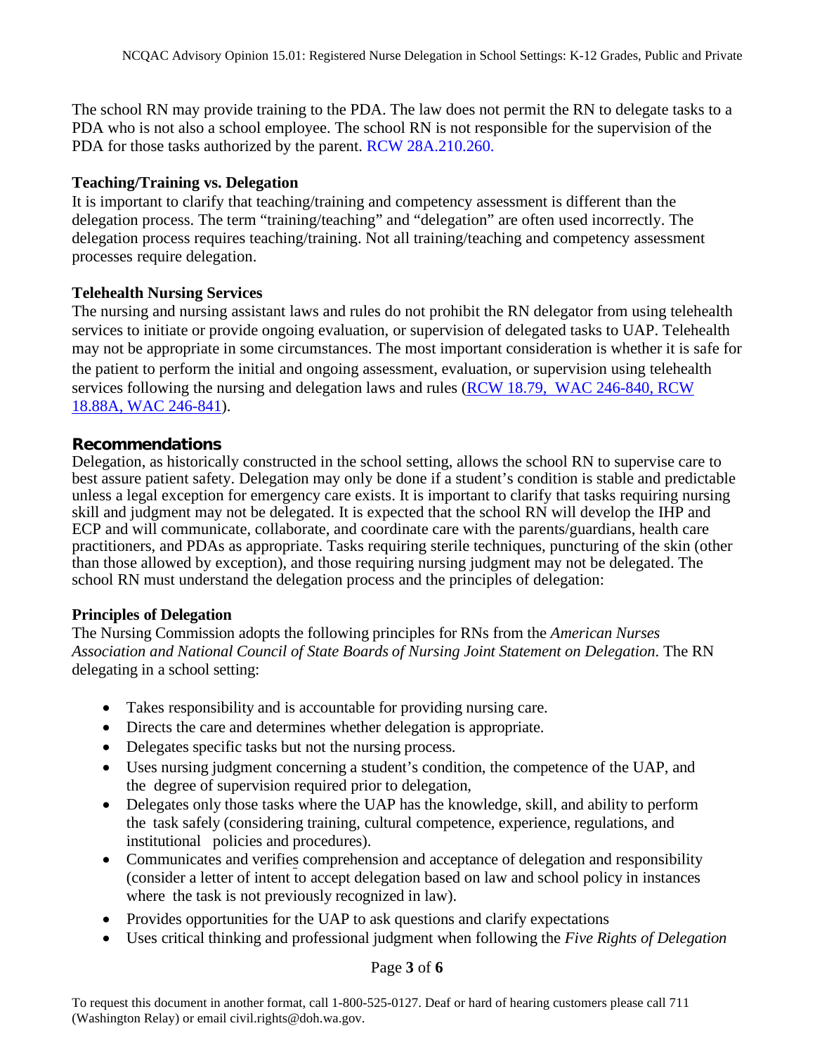The school RN may provide training to the PDA. The law does not permit the RN to delegate tasks to a PDA who is not also a school employee. The school RN is not responsible for the supervision of the PDA for those tasks authorized by the parent. RCW 28A.210.260.

### Teaching/Training vs. Delegation

It is important to clarify that teaching/training and competency assessment is different than the delegation process. The term "training/teaching" and "delegation" are often used incorrectly. The delegation process requires teaching/training. Not all training/teaching and competency assessment processes require delegation.

### Telehealth Nursing Services

The nursing and nursing assistant laws and rules do not prohibit the RN delegator from using telehealth services to initiate or provide ongoing evaluation, or supervision of delegated tasks to UAP. Telehealth may not be appropriate in some circumstances. The most important consideration is whether it is safe for the patient to perform the initial and ongoing assessment, evaluation, or supervision using telehealth services following the nursing and delegation laws and rules (RCW 18.79, WAC 246-840, RCW 18.88A, WAC 246-841).

## Recommendations

Delegation, as historically constructed in the school setting, allows the school RN to supervise care to best assure patient safety. Delegation may only be done if a student's condition is stable and predictable unless a legal exception for emergency care exists. It is important to clarify that tasks requiring nursing skill and judgment may not be delegated. It is expected that the school RN will develop the IHP and ECP and will communicate, collaborate, and coordinate care with the parents/guardians, health care practitioners, and PDAs as appropriate. Tasks requiring sterile techniques, puncturing of the skin (other than those allowed by exception), and those requiring nursing judgment may not be delegated. The school RN must understand the delegation process and the principles of delegation:

### Principles of Delegation

The Nursing Commission adopts the following principles for RNs from the *American Nurses Association and National Council of State Boards of Nursing Joint Statement on Delegation*. The RN delegating in a school setting:

- Takes responsibility and is accountable for providing nursing care.
- Directs the care and determines whether delegation is appropriate.
- Delegates specific tasks but not the nursing process.
- Uses nursing judgment concerning a student's condition, the competence of the UAP, and the degree of supervision required prior to delegation,
- Delegates only those tasks where the UAP has the knowledge, skill, and ability to perform the task safely (considering training, cultural competence, experience, regulations, and institutional policies and procedures).
- Communicates and verifies comprehension and acceptance of delegation and responsibility (consider a letter of intent to accept delegation based on law and school policy in instances where the task is not previously recognized in law).
- Provides opportunities for the UAP to ask questions and clarify expectations
- Uses critical thinking and professional judgment when following the *Five Rights of Delegation*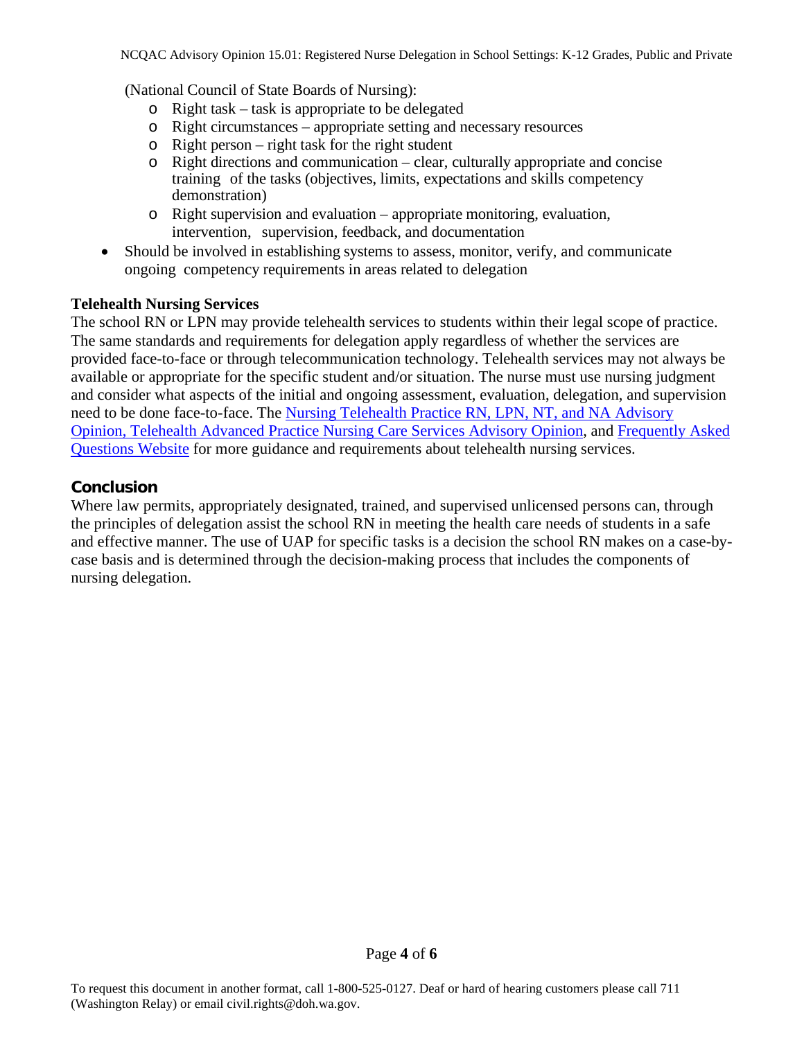(National Council of State Boards of Nursing):

  - Right task – task is appropriate to be delegated
  - Right circumstances – appropriate setting and necessary resources
  - Right person – right task for the right student
  - Right directions and communication – clear, culturally appropriate and concise training of the tasks (objectives, limits, expectations and skills competency demonstration)
  - Right supervision and evaluation – appropriate monitoring, evaluation, intervention, supervision, feedback, and documentation

- Should be involved in establishing systems to assess, monitor, verify, and communicate ongoing competency requirements in areas related to delegation

**Telehealth Nursing Services**

The school RN or LPN may provide telehealth services to students within their legal scope of practice. The same standards and requirements for delegation apply regardless of whether the services are provided face-to-face or through telecommunication technology. Telehealth services may not always be available or appropriate for the specific student and/or situation. The nurse must use nursing judgment and consider what aspects of the initial and ongoing assessment, evaluation, delegation, and supervision need to be done face-to-face. The Nursing Telehealth Practice RN, LPN, NT, and NA Advisory Opinion, Telehealth Advanced Practice Nursing Care Services Advisory Opinion, and Frequently Asked Questions Website for more guidance and requirements about telehealth nursing services.

## Conclusion

Where law permits, appropriately designated, trained, and supervised unlicensed persons can, through the principles of delegation assist the school RN in meeting the health care needs of students in a safe and effective manner. The use of UAP for specific tasks is a decision the school RN makes on a case-by-case basis and is determined through the decision-making process that includes the components of nursing delegation.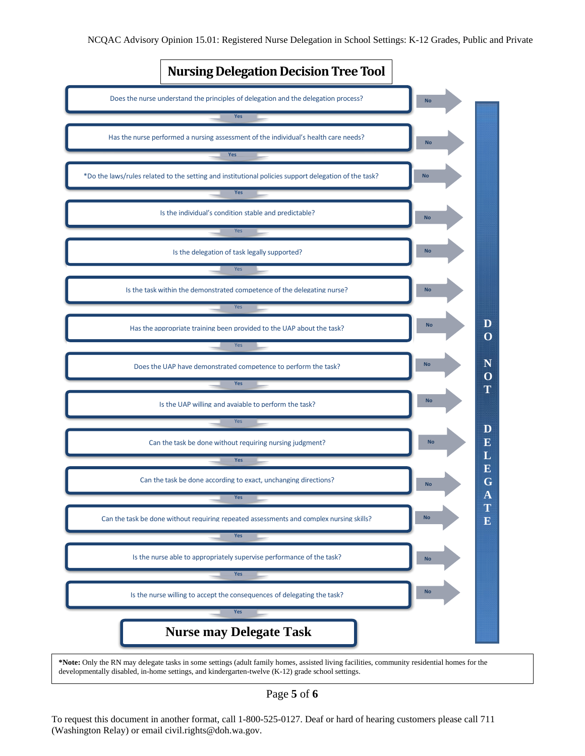# Nursing Delegation Decision Tree Tool

Each question below is answered Yes or No. A "Yes" answer leads to the next question. A "No" answer at any step leads to **DO NOT DELEGATE**.

1. Does the nurse understand the principles of delegation and the delegation process?
2. Has the nurse performed a nursing assessment of the individual's health care needs?
3. *Do the laws/rules related to the setting and institutional policies support delegation of the task?
4. Is the individual's condition stable and predictable?
5. Is the delegation of task legally supported?
6. Is the task within the demonstrated competence of the delegating nurse?
7. Has the appropriate training been provided to the UAP about the task?
8. Does the UAP have demonstrated competence to perform the task?
9. Is the UAP willing and avaiable to perform the task?
10. Can the task be done without requiring nursing judgment?
11. Can the task be done according to exact, unchanging directions?
12. Can the task be done without requiring repeated assessments and complex nursing skills?
13. Is the nurse able to appropriately supervise performance of the task?
14. Is the nurse willing to accept the consequences of delegating the task?

If Yes to all questions: **Nurse may Delegate Task**

**\*Note:** Only the RN may delegate tasks in some settings (adult family homes, assisted living facilities, community residential homes for the developmentally disabled, in-home settings, and kindergarten-twelve (K-12) grade school settings.

To request this document in another format, call 1-800-525-0127. Deaf or hard of hearing customers please call 711 (Washington Relay) or email civil.rights@doh.wa.gov.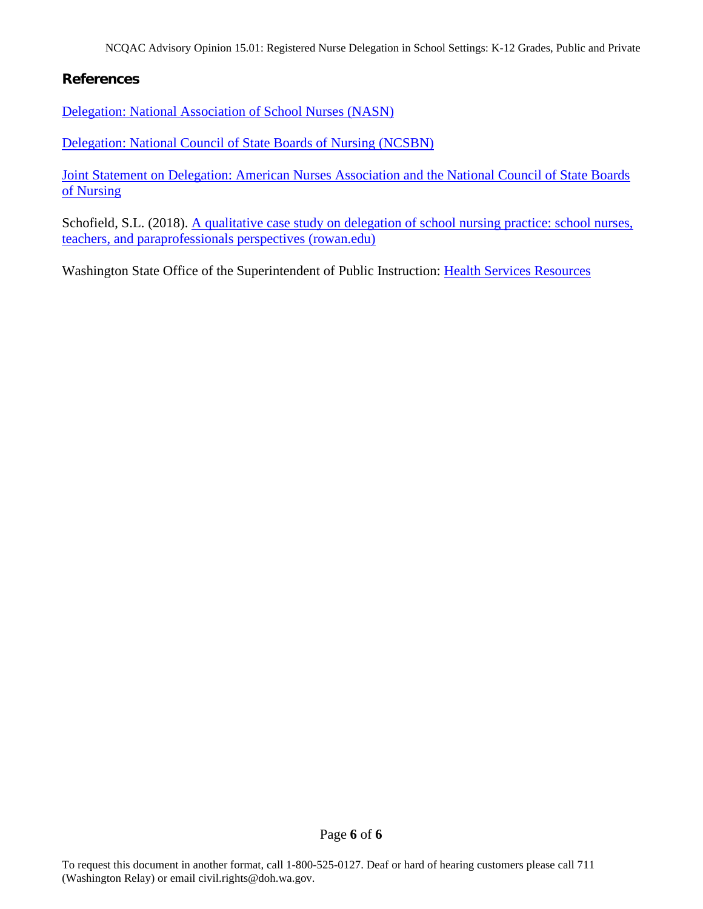## References

Delegation: National Association of School Nurses (NASN)

Delegation: National Council of State Boards of Nursing (NCSBN)

Joint Statement on Delegation: American Nurses Association and the National Council of State Boards of Nursing

Schofield, S.L. (2018). A qualitative case study on delegation of school nursing practice: school nurses, teachers, and paraprofessionals perspectives (rowan.edu)

Washington State Office of the Superintendent of Public Instruction: Health Services Resources

To request this document in another format, call 1-800-525-0127. Deaf or hard of hearing customers please call 711 (Washington Relay) or email civil.rights@doh.wa.gov.